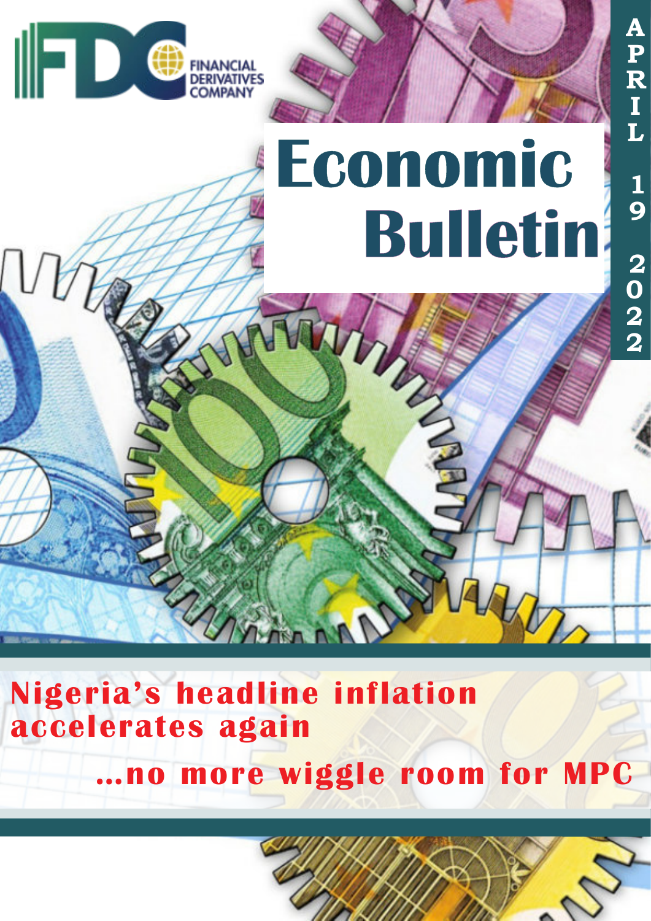FINANCIAL DERIVATIVES COMPANY

# Economic Bulletin

APRIL 19 2022

## Nigeria's headline inflation accelerates again

### ...no more wiggle room for MPC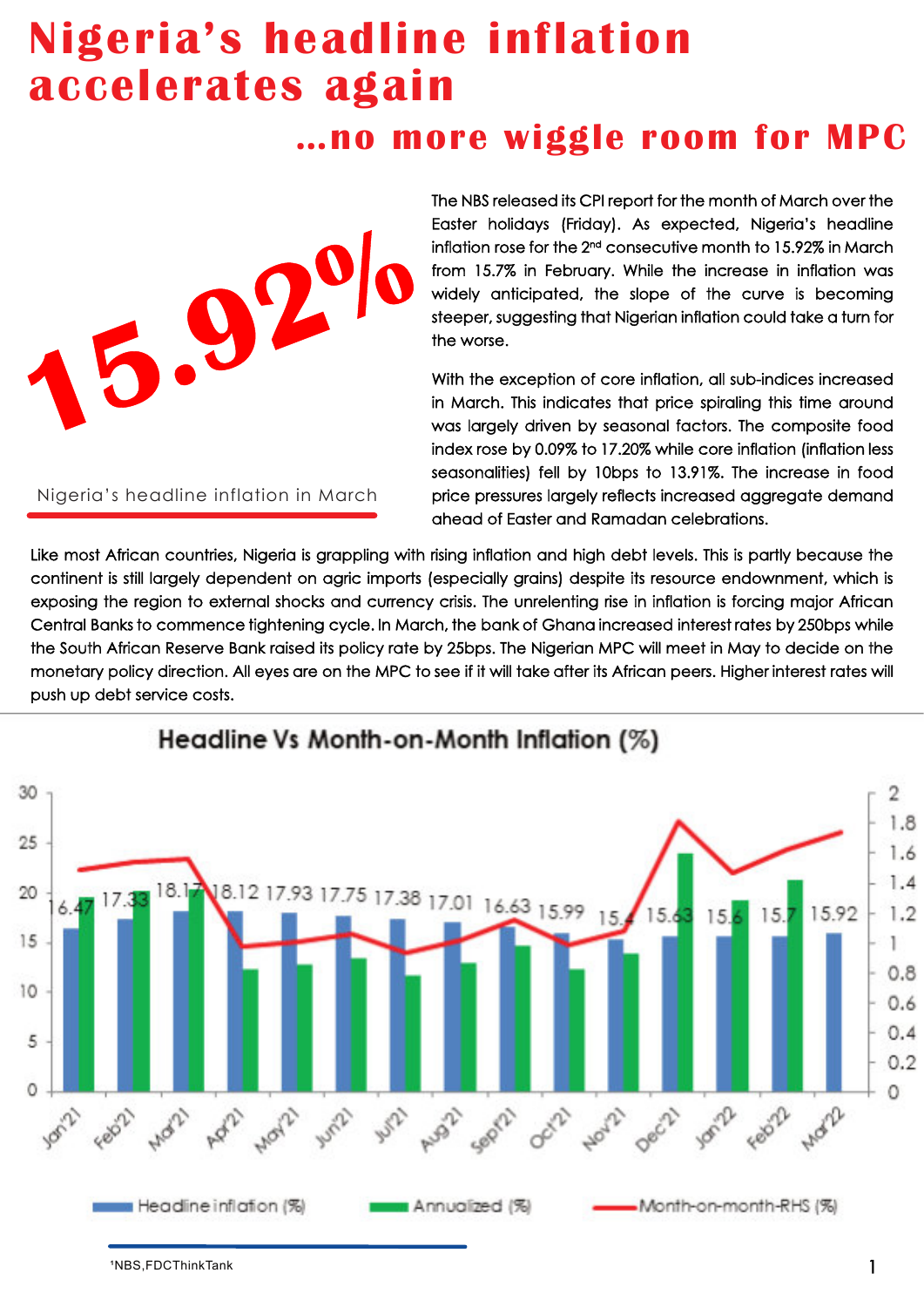# Nigeria's headline inflation accelerates again

## ...no more wiggle room for MPC

**15.92%**

Nigeria's headline inflation in March

The NBS released its CPI report for the month of March over the Easter holidays (Friday). As expected, Nigeria's headline inflation rose for the 2nd consecutive month to 15.92% in March from 15.7% in February. While the increase in inflation was widely anticipated, the slope of the curve is becoming steeper, suggesting that Nigerian inflation could take a turn for the worse.

With the exception of core inflation, all sub-indices increased in March. This indicates that price spiraling this time around was largely driven by seasonal factors. The composite food index rose by 0.09% to 17.20% while core inflation (inflation less seasonalities) fell by 10bps to 13.91%. The increase in food price pressures largely reflects increased aggregate demand ahead of Easter and Ramadan celebrations.

Like most African countries, Nigeria is grappling with rising inflation and high debt levels. This is partly because the continent is still largely dependent on agric imports (especially grains) despite its resource endowment, which is exposing the region to external shocks and currency crisis. The unrelenting rise in inflation is forcing major African Central Banks to commence tightening cycle. In March, the bank of Ghana increased interest rates by 250bps while the South African Reserve Bank raised its policy rate by 25bps. The Nigerian MPC will meet in May to decide on the monetary policy direction. All eyes are on the MPC to see if it will take after its African peers. Higher interest rates will push up debt service costs.

**Headline Vs Month-on-Month Inflation (%)**

| Month | Headline inflation (%) |
|---|---|
| Jan'21 | 16.47 |
| Feb'21 | 17.33 |
| Mar'21 | 18.17 |
| Apr'21 | 18.12 |
| May'21 | 17.93 |
| Jun'21 | 17.75 |
| Jul'21 | 17.38 |
| Aug'21 | 17.01 |
| Sep'21 | 16.63 |
| Oct'21 | 15.99 |
| Nov'21 | 15.4 |
| Dec'21 | 15.63 |
| Jan'22 | 15.6 |
| Feb'22 | 15.7 |
| Mar'22 | 15.92 |

Headline inflation (%) | Annualized (%) | Month-on-month-RHS (%)

[1]NBS,FDCThinkTank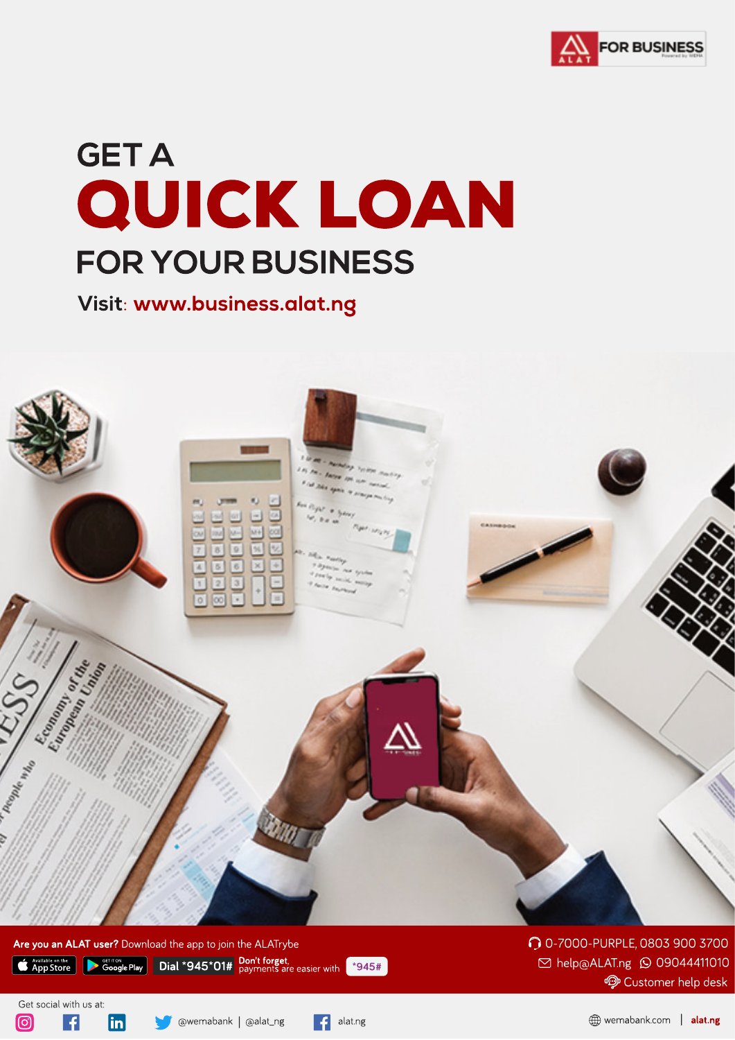FOR BUSINESS

# GET A QUICK LOAN FOR YOUR BUSINESS

Visit: www.business.alat.ng

**Are you an ALAT user?** Download the app to join the ALATrybe

App Store | Google Play | Dial *945*01#

**Don't forget,** payments are easier with *945#

0-7000-PURPLE, 0803 900 3700

help@ALAT.ng 09044411010

Customer help desk

Get social with us at:

@wemabank | @alat_ng

alat.ng

wemabank.com | alat.ng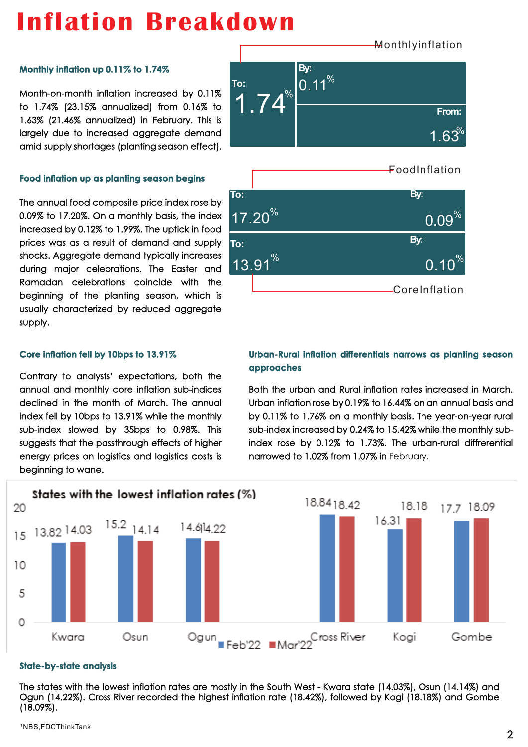# Inflation Breakdown

### Monthly inflation up 0.11% to 1.74%

Month-on-month inflation increased by 0.11% to 1.74% (23.15% annualized) from 0.16% to 1.63% (21.46% annualized) in February. This is largely due to increased aggregate demand amid supply shortages (planting season effect).

**Monthly inflation**

| To: | By: | From: |
|---|---|---|
| 1.74% | 0.11% | 1.63% |

### Food inflation up as planting season begins

The annual food composite price index rose by 0.09% to 17.20%. On a monthly basis, the index increased by 0.12% to 1.99%. The uptick in food prices was as a result of demand and supply shocks. Aggregate demand typically increases during major celebrations. The Easter and Ramadan celebrations coincide with the beginning of the planting season, which is usually characterized by reduced aggregate supply.

| | To: | By: |
|---|---|---|
| Food Inflation | 17.20% | 0.09% |
| Core Inflation | 13.91% | 0.10% |

### Core inflation fell by 10bps to 13.91%

Contrary to analysts' expectations, both the annual and monthly core inflation sub-indices declined in the month of March. The annual index fell by 10bps to 13.91% while the monthly sub-index slowed by 35bps to 0.98%. This suggests that the passthrough effects of higher energy prices on logistics and logistics costs is beginning to wane.

### Urban-Rural inflation differentials narrows as planting season approaches

Both the urban and Rural inflation rates increased in March. Urban inflation rose by 0.19% to 16.44% on an annual basis and by 0.11% to 1.76% on a monthly basis. The year-on-year rural sub-index increased by 0.24% to 15.42% while the monthly sub-index rose by 0.12% to 1.73%. The urban-rural differential narrowed to 1.02% from 1.07% in February.

**States with the lowest inflation rates (%)**

| State | Feb'22 | Mar'22 |
|---|---|---|
| Kwara | 13.82 | 14.03 |
| Osun | 15.2 | 14.14 |
| Ogun | 14.6 | 14.22 |
| Cross River | 18.84 | 18.42 |
| Kogi | 16.31 | 18.18 |
| Gombe | 17.7 | 18.09 |

### State-by-state analysis

The states with the lowest inflation rates are mostly in the South West - Kwara state (14.03%), Osun (14.14%) and Ogun (14.22%). Cross River recorded the highest inflation rate (18.42%), followed by Kogi (18.18%) and Gombe (18.09%).

[1]NBS, FDC Think Tank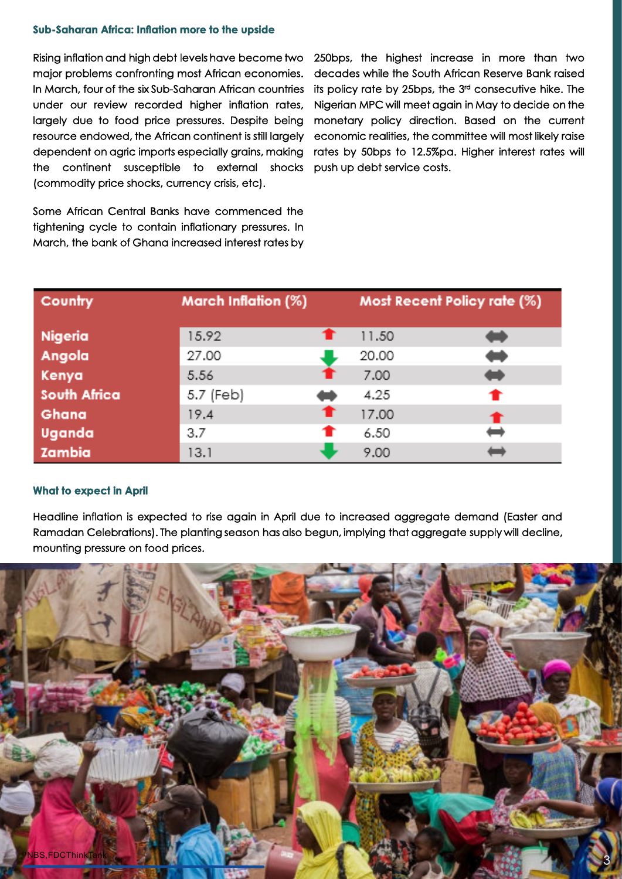### Sub-Saharan Africa: Inflation more to the upside

Rising inflation and high debt levels have become two major problems confronting most African economies. In March, four of the six Sub-Saharan African countries under our review recorded higher inflation rates, largely due to food price pressures. Despite being resource endowed, the African continent is still largely dependent on agric imports especially grains, making the continent susceptible to external shocks (commodity price shocks, currency crisis, etc).

Some African Central Banks have commenced the tightening cycle to contain inflationary pressures. In March, the bank of Ghana increased interest rates by 250bps, the highest increase in more than two decades while the South African Reserve Bank raised its policy rate by 25bps, the 3rd consecutive hike. The Nigerian MPC will meet again in May to decide on the monetary policy direction. Based on the current economic realities, the committee will most likely raise rates by 50bps to 12.5%pa. Higher interest rates will push up debt service costs.

| Country | March Inflation (%) | | Most Recent Policy rate (%) | |
|---|---|---|---|---|
| Nigeria | 15.92 | ↑ | 11.50 | ↔ |
| Angola | 27.00 | ↓ | 20.00 | ↔ |
| Kenya | 5.56 | ↑ | 7.00 | ↔ |
| South Africa | 5.7 (Feb) | ↔ | 4.25 | ↑ |
| Ghana | 19.4 | ↑ | 17.00 | ↑ |
| Uganda | 3.7 | ↑ | 6.50 | ↔ |
| Zambia | 13.1 | ↓ | 9.00 | ↔ |

### What to expect in April

Headline inflation is expected to rise again in April due to increased aggregate demand (Easter and Ramadan Celebrations). The planting season has also begun, implying that aggregate supply will decline, mounting pressure on food prices.

NBS, FDCThinkTank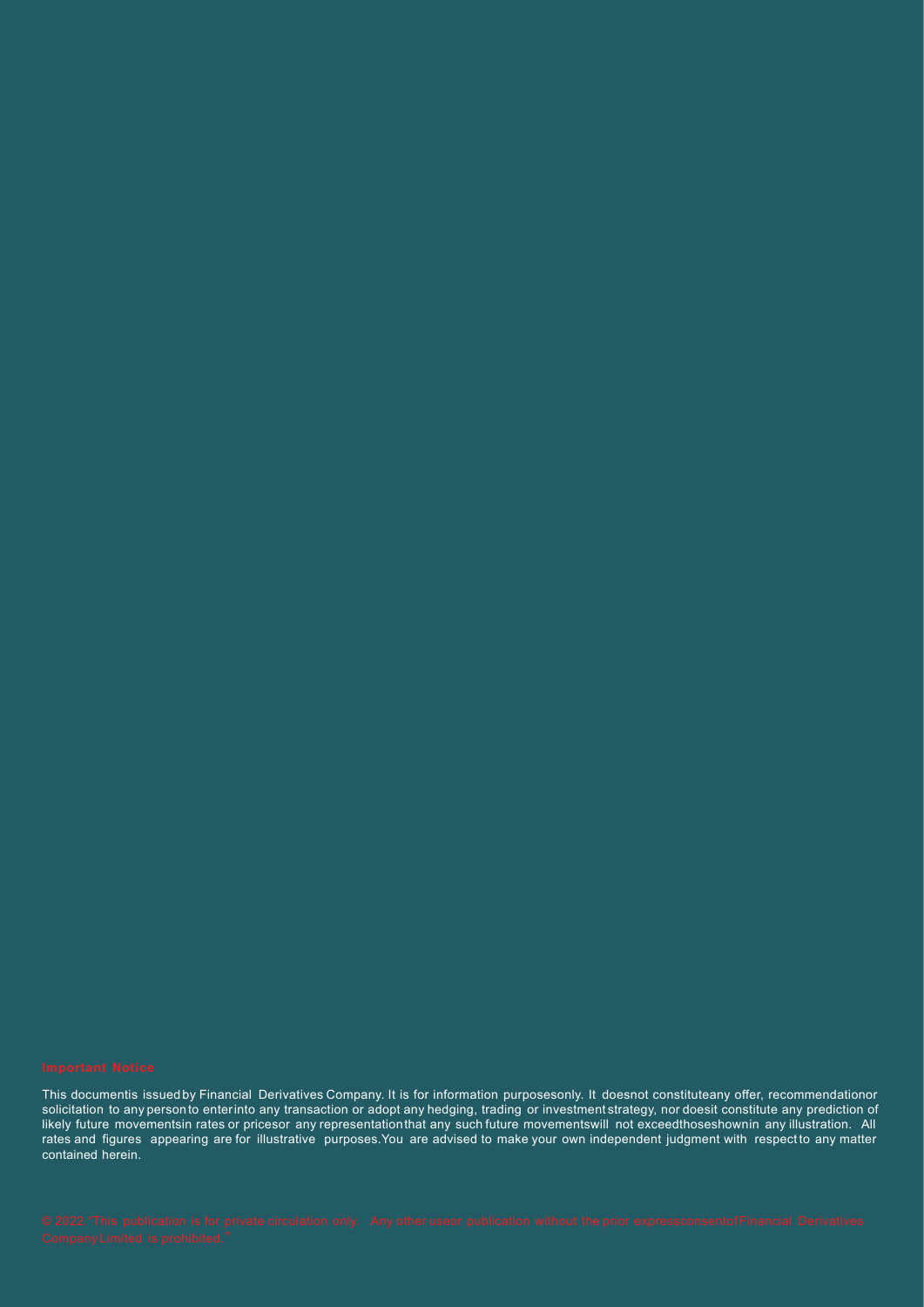## Important Notice

This documentis issuedby Financial Derivatives Company. It is for information purposesonly. It doesnot constituteany offer, recommendationor solicitation to anypersonto enterinto any transaction or adopt any hedging, trading or investmentstrategy, nor doesit constitute any prediction of likely future movementsin rates or pricesor any representationthat any such future movementswill not exceedthoseshownin any illustration. All rates and figures appearing are for illustrative purposes.You are advised to make your own independent judgment with respectto any matter contained herein.

© 2022 "This publication is for private circulation only. Any other useor publication without the prior expressconsentofFinancial Derivatives CompanyLimited is prohibited."